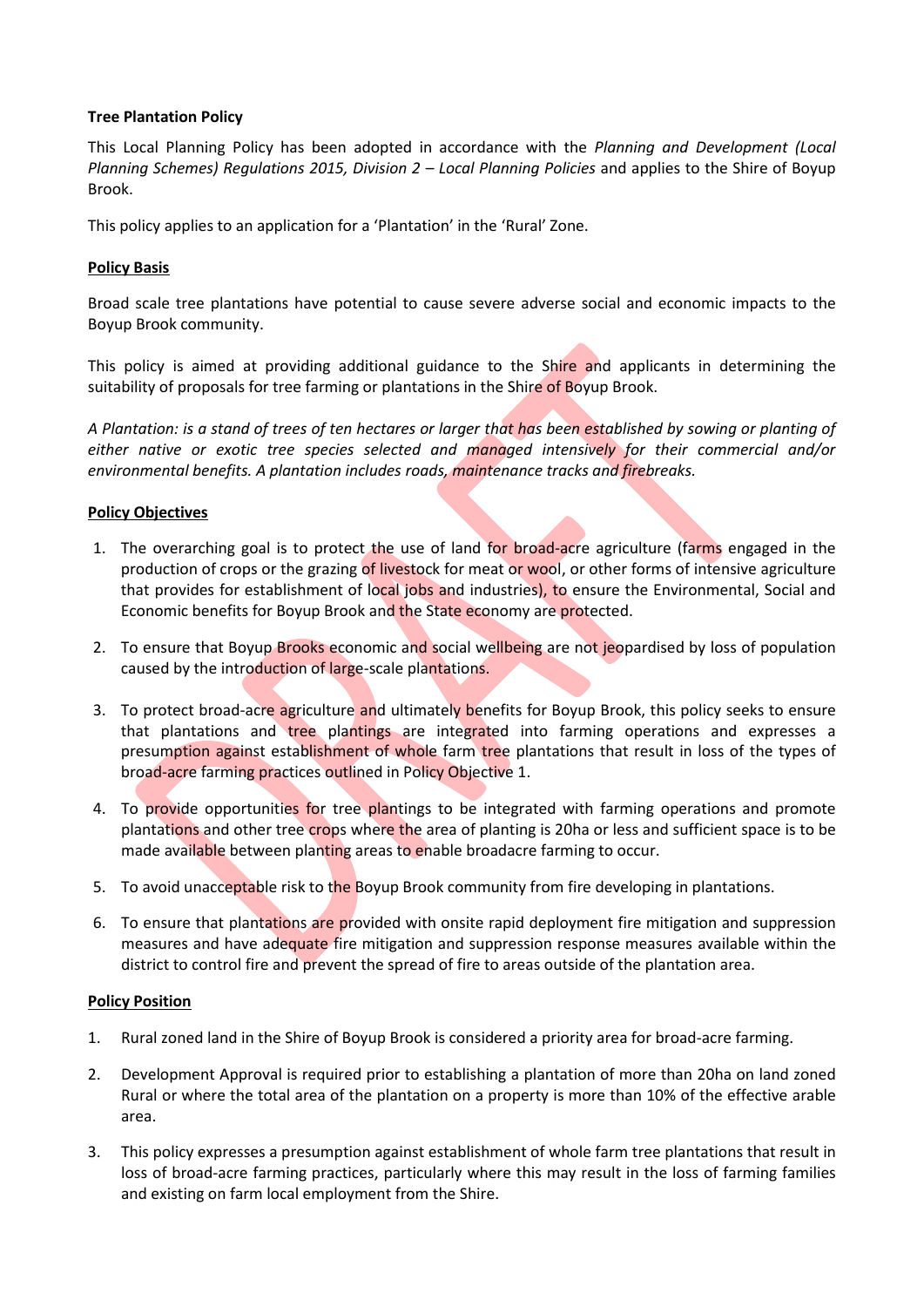**Tree Plantation Policy**

This Local Planning Policy has been adopted in accordance with the *Planning and Development (Local Planning Schemes) Regulations 2015, Division 2 – Local Planning Policies* and applies to the Shire of Boyup Brook.

This policy applies to an application for a 'Plantation' in the 'Rural' Zone.

**Policy Basis**

Broad scale tree plantations have potential to cause severe adverse social and economic impacts to the Boyup Brook community.

This policy is aimed at providing additional guidance to the Shire and applicants in determining the suitability of proposals for tree farming or plantations in the Shire of Boyup Brook.

*A Plantation: is a stand of trees of ten hectares or larger that has been established by sowing or planting of either native or exotic tree species selected and managed intensively for their commercial and/or environmental benefits. A plantation includes roads, maintenance tracks and firebreaks.*

**Policy Objectives**

1. The overarching goal is to protect the use of land for broad-acre agriculture (farms engaged in the production of crops or the grazing of livestock for meat or wool, or other forms of intensive agriculture that provides for establishment of local jobs and industries), to ensure the Environmental, Social and Economic benefits for Boyup Brook and the State economy are protected.
2. To ensure that Boyup Brooks economic and social wellbeing are not jeopardised by loss of population caused by the introduction of large-scale plantations.
3. To protect broad-acre agriculture and ultimately benefits for Boyup Brook, this policy seeks to ensure that plantations and tree plantings are integrated into farming operations and expresses a presumption against establishment of whole farm tree plantations that result in loss of the types of broad-acre farming practices outlined in Policy Objective 1.
4. To provide opportunities for tree plantings to be integrated with farming operations and promote plantations and other tree crops where the area of planting is 20ha or less and sufficient space is to be made available between planting areas to enable broadacre farming to occur.
5. To avoid unacceptable risk to the Boyup Brook community from fire developing in plantations.
6. To ensure that plantations are provided with onsite rapid deployment fire mitigation and suppression measures and have adequate fire mitigation and suppression response measures available within the district to control fire and prevent the spread of fire to areas outside of the plantation area.

**Policy Position**

1. Rural zoned land in the Shire of Boyup Brook is considered a priority area for broad-acre farming.
2. Development Approval is required prior to establishing a plantation of more than 20ha on land zoned Rural or where the total area of the plantation on a property is more than 10% of the effective arable area.
3. This policy expresses a presumption against establishment of whole farm tree plantations that result in loss of broad-acre farming practices, particularly where this may result in the loss of farming families and existing on farm local employment from the Shire.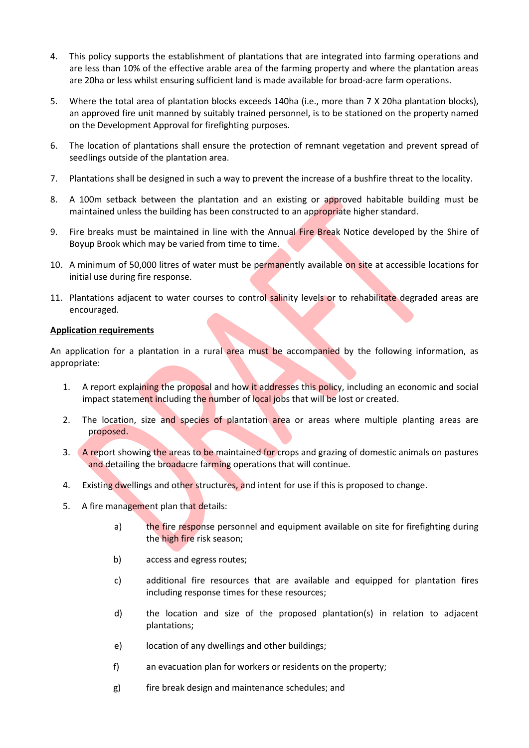4. This policy supports the establishment of plantations that are integrated into farming operations and are less than 10% of the effective arable area of the farming property and where the plantation areas are 20ha or less whilst ensuring sufficient land is made available for broad-acre farm operations.

5. Where the total area of plantation blocks exceeds 140ha (i.e., more than 7 X 20ha plantation blocks), an approved fire unit manned by suitably trained personnel, is to be stationed on the property named on the Development Approval for firefighting purposes.

6. The location of plantations shall ensure the protection of remnant vegetation and prevent spread of seedlings outside of the plantation area.

7. Plantations shall be designed in such a way to prevent the increase of a bushfire threat to the locality.

8. A 100m setback between the plantation and an existing or approved habitable building must be maintained unless the building has been constructed to an appropriate higher standard.

9. Fire breaks must be maintained in line with the Annual Fire Break Notice developed by the Shire of Boyup Brook which may be varied from time to time.

10. A minimum of 50,000 litres of water must be permanently available on site at accessible locations for initial use during fire response.

11. Plantations adjacent to water courses to control salinity levels or to rehabilitate degraded areas are encouraged.

**Application requirements**

An application for a plantation in a rural area must be accompanied by the following information, as appropriate:

1. A report explaining the proposal and how it addresses this policy, including an economic and social impact statement including the number of local jobs that will be lost or created.

2. The location, size and species of plantation area or areas where multiple planting areas are proposed.

3. A report showing the areas to be maintained for crops and grazing of domestic animals on pastures and detailing the broadacre farming operations that will continue.

4. Existing dwellings and other structures, and intent for use if this is proposed to change.

5. A fire management plan that details:

   a) the fire response personnel and equipment available on site for firefighting during the high fire risk season;

   b) access and egress routes;

   c) additional fire resources that are available and equipped for plantation fires including response times for these resources;

   d) the location and size of the proposed plantation(s) in relation to adjacent plantations;

   e) location of any dwellings and other buildings;

   f) an evacuation plan for workers or residents on the property;

   g) fire break design and maintenance schedules; and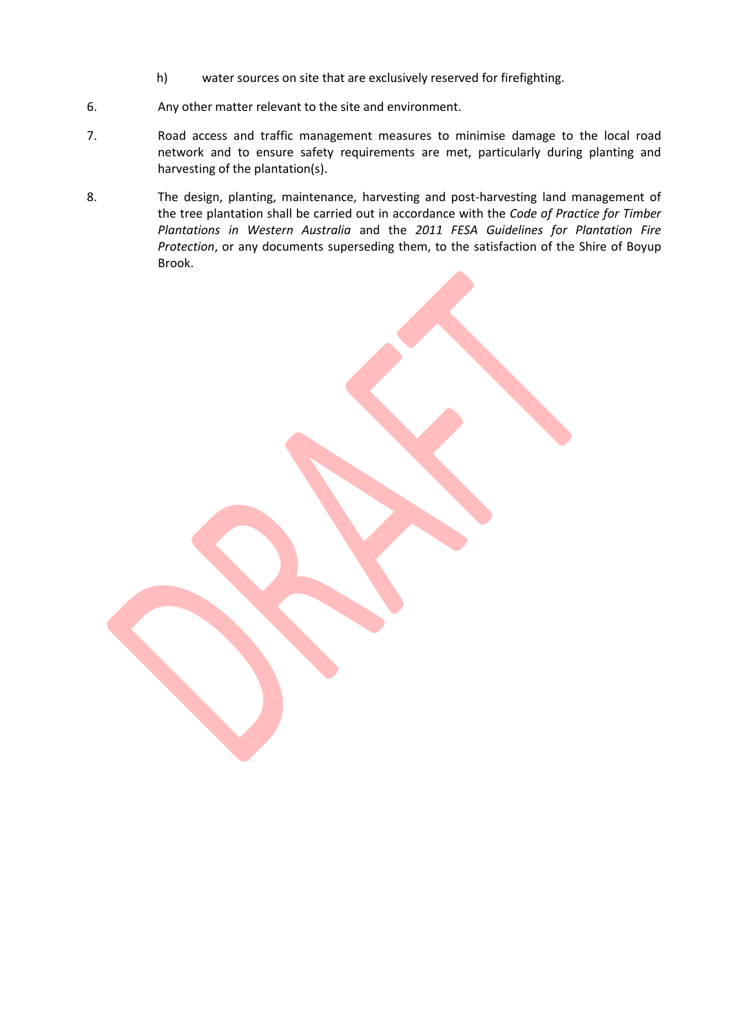h) water sources on site that are exclusively reserved for firefighting.

6. Any other matter relevant to the site and environment.

7. Road access and traffic management measures to minimise damage to the local road network and to ensure safety requirements are met, particularly during planting and harvesting of the plantation(s).

8. The design, planting, maintenance, harvesting and post-harvesting land management of the tree plantation shall be carried out in accordance with the *Code of Practice for Timber Plantations in Western Australia* and the *2011 FESA Guidelines for Plantation Fire Protection*, or any documents superseding them, to the satisfaction of the Shire of Boyup Brook.

DRAFT